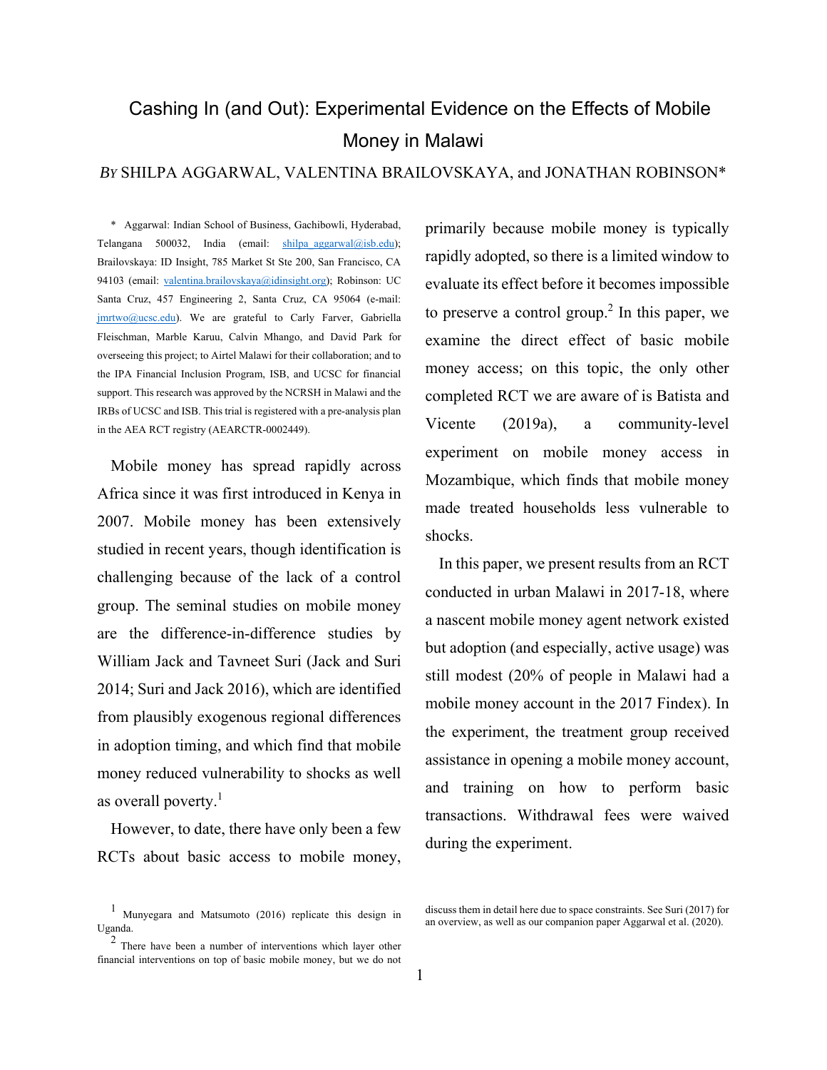# Cashing In (and Out): Experimental Evidence on the Effects of Mobile Money in Malawi

*By* SHILPA AGGARWAL, VALENTINA BRAILOVSKAYA, and JONATHAN ROBINSON*

\* Aggarwal: Indian School of Business, Gachibowli, Hyderabad, Telangana 500032, India (email: shilpa_aggarwal@isb.edu); Brailovskaya: ID Insight, 785 Market St Ste 200, San Francisco, CA 94103 (email: valentina.brailovskaya@idinsight.org); Robinson: UC Santa Cruz, 457 Engineering 2, Santa Cruz, CA 95064 (e-mail: jmrtwo@ucsc.edu). We are grateful to Carly Farver, Gabriella Fleischman, Marble Karuu, Calvin Mhango, and David Park for overseeing this project; to Airtel Malawi for their collaboration; and to the IPA Financial Inclusion Program, ISB, and UCSC for financial support. This research was approved by the NCRSH in Malawi and the IRBs of UCSC and ISB. This trial is registered with a pre-analysis plan in the AEA RCT registry (AEARCTR-0002449).

Mobile money has spread rapidly across Africa since it was first introduced in Kenya in 2007. Mobile money has been extensively studied in recent years, though identification is challenging because of the lack of a control group. The seminal studies on mobile money are the difference-in-difference studies by William Jack and Tavneet Suri (Jack and Suri 2014; Suri and Jack 2016), which are identified from plausibly exogenous regional differences in adoption timing, and which find that mobile money reduced vulnerability to shocks as well as overall poverty.[1]

However, to date, there have only been a few RCTs about basic access to mobile money, primarily because mobile money is typically rapidly adopted, so there is a limited window to evaluate its effect before it becomes impossible to preserve a control group.[2] In this paper, we examine the direct effect of basic mobile money access; on this topic, the only other completed RCT we are aware of is Batista and Vicente (2019a), a community-level experiment on mobile money access in Mozambique, which finds that mobile money made treated households less vulnerable to shocks.

In this paper, we present results from an RCT conducted in urban Malawi in 2017-18, where a nascent mobile money agent network existed but adoption (and especially, active usage) was still modest (20% of people in Malawi had a mobile money account in the 2017 Findex). In the experiment, the treatment group received assistance in opening a mobile money account, and training on how to perform basic transactions. Withdrawal fees were waived during the experiment.

[1] Munyegara and Matsumoto (2016) replicate this design in Uganda.

[2] There have been a number of interventions which layer other financial interventions on top of basic mobile money, but we do not discuss them in detail here due to space constraints. See Suri (2017) for an overview, as well as our companion paper Aggarwal et al. (2020).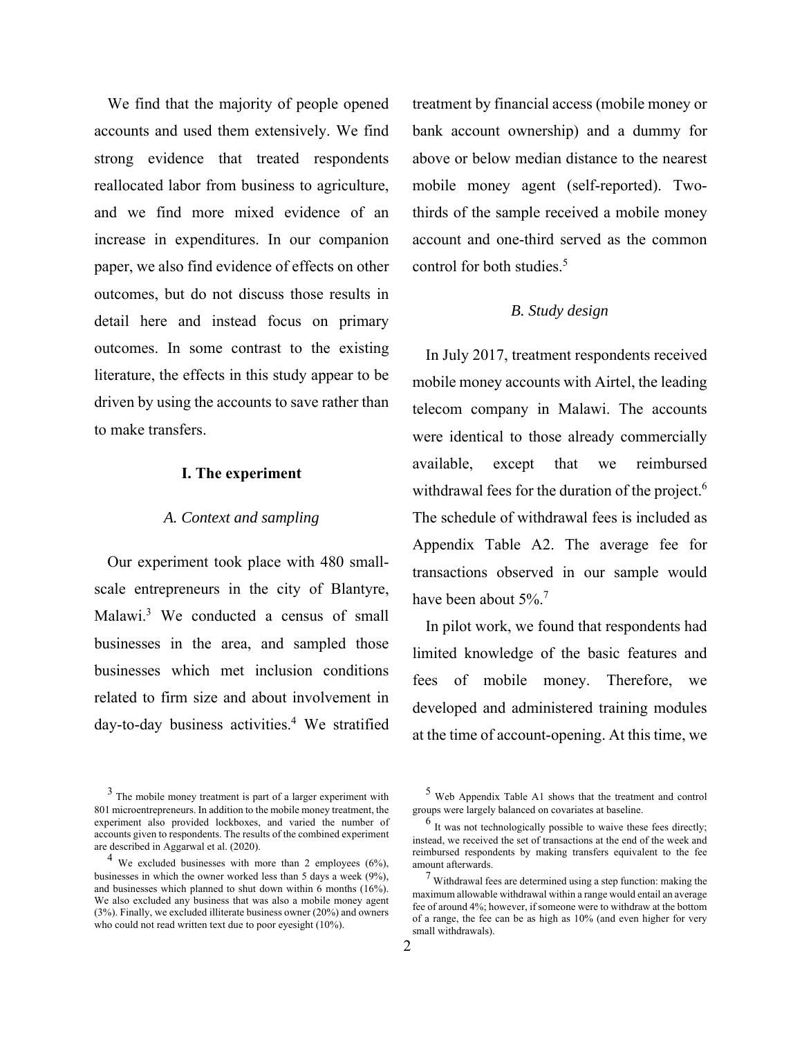We find that the majority of people opened accounts and used them extensively. We find strong evidence that treated respondents reallocated labor from business to agriculture, and we find more mixed evidence of an increase in expenditures. In our companion paper, we also find evidence of effects on other outcomes, but do not discuss those results in detail here and instead focus on primary outcomes. In some contrast to the existing literature, the effects in this study appear to be driven by using the accounts to save rather than to make transfers.

## I. The experiment

### *A. Context and sampling*

Our experiment took place with 480 small-scale entrepreneurs in the city of Blantyre, Malawi.[3] We conducted a census of small businesses in the area, and sampled those businesses which met inclusion conditions related to firm size and about involvement in day-to-day business activities.[4] We stratified treatment by financial access (mobile money or bank account ownership) and a dummy for above or below median distance to the nearest mobile money agent (self-reported). Two-thirds of the sample received a mobile money account and one-third served as the common control for both studies.[5]

### *B. Study design*

In July 2017, treatment respondents received mobile money accounts with Airtel, the leading telecom company in Malawi. The accounts were identical to those already commercially available, except that we reimbursed withdrawal fees for the duration of the project.[6] The schedule of withdrawal fees is included as Appendix Table A2. The average fee for transactions observed in our sample would have been about 5%.[7]

In pilot work, we found that respondents had limited knowledge of the basic features and fees of mobile money. Therefore, we developed and administered training modules at the time of account-opening. At this time, we

[3] The mobile money treatment is part of a larger experiment with 801 microentrepreneurs. In addition to the mobile money treatment, the experiment also provided lockboxes, and varied the number of accounts given to respondents. The results of the combined experiment are described in Aggarwal et al. (2020).

[4] We excluded businesses with more than 2 employees (6%), businesses in which the owner worked less than 5 days a week (9%), and businesses which planned to shut down within 6 months (16%). We also excluded any business that was also a mobile money agent (3%). Finally, we excluded illiterate business owner (20%) and owners who could not read written text due to poor eyesight (10%).

[5] Web Appendix Table A1 shows that the treatment and control groups were largely balanced on covariates at baseline.

[6] It was not technologically possible to waive these fees directly; instead, we received the set of transactions at the end of the week and reimbursed respondents by making transfers equivalent to the fee amount afterwards.

[7] Withdrawal fees are determined using a step function: making the maximum allowable withdrawal within a range would entail an average fee of around 4%; however, if someone were to withdraw at the bottom of a range, the fee can be as high as 10% (and even higher for very small withdrawals).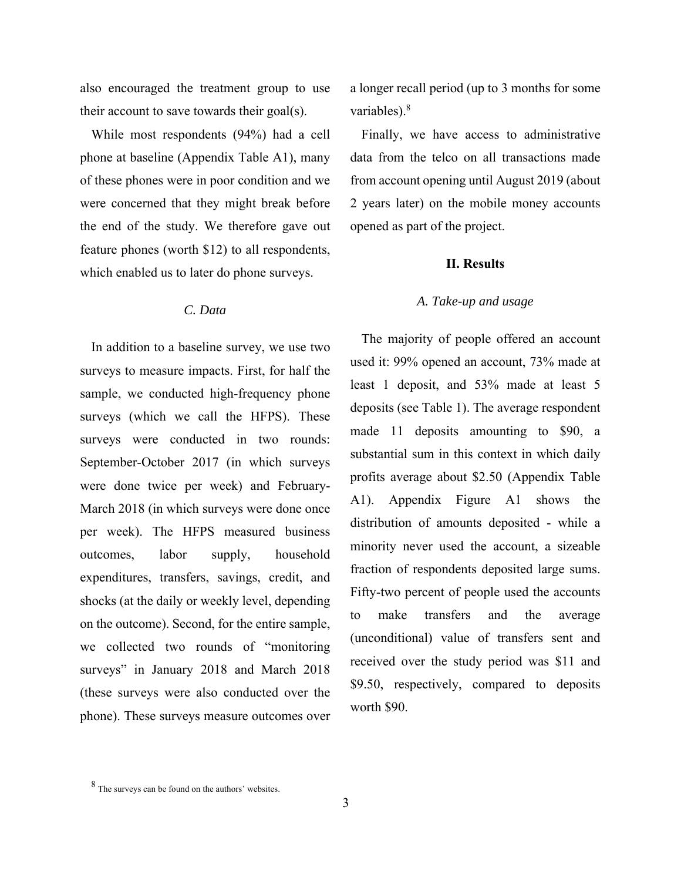also encouraged the treatment group to use their account to save towards their goal(s).

While most respondents (94%) had a cell phone at baseline (Appendix Table A1), many of these phones were in poor condition and we were concerned that they might break before the end of the study. We therefore gave out feature phones (worth $12) to all respondents, which enabled us to later do phone surveys.

### *C. Data*

In addition to a baseline survey, we use two surveys to measure impacts. First, for half the sample, we conducted high-frequency phone surveys (which we call the HFPS). These surveys were conducted in two rounds: September-October 2017 (in which surveys were done twice per week) and February-March 2018 (in which surveys were done once per week). The HFPS measured business outcomes, labor supply, household expenditures, transfers, savings, credit, and shocks (at the daily or weekly level, depending on the outcome). Second, for the entire sample, we collected two rounds of "monitoring surveys" in January 2018 and March 2018 (these surveys were also conducted over the phone). These surveys measure outcomes over a longer recall period (up to 3 months for some variables).[8]

Finally, we have access to administrative data from the telco on all transactions made from account opening until August 2019 (about 2 years later) on the mobile money accounts opened as part of the project.

## II. Results

### *A. Take-up and usage*

The majority of people offered an account used it: 99% opened an account, 73% made at least 1 deposit, and 53% made at least 5 deposits (see Table 1). The average respondent made 11 deposits amounting to $90, a substantial sum in this context in which daily profits average about $2.50 (Appendix Table A1). Appendix Figure A1 shows the distribution of amounts deposited - while a minority never used the account, a sizeable fraction of respondents deposited large sums. Fifty-two percent of people used the accounts to make transfers and the average (unconditional) value of transfers sent and received over the study period was $11 and $9.50, respectively, compared to deposits worth $90.

[8] The surveys can be found on the authors' websites.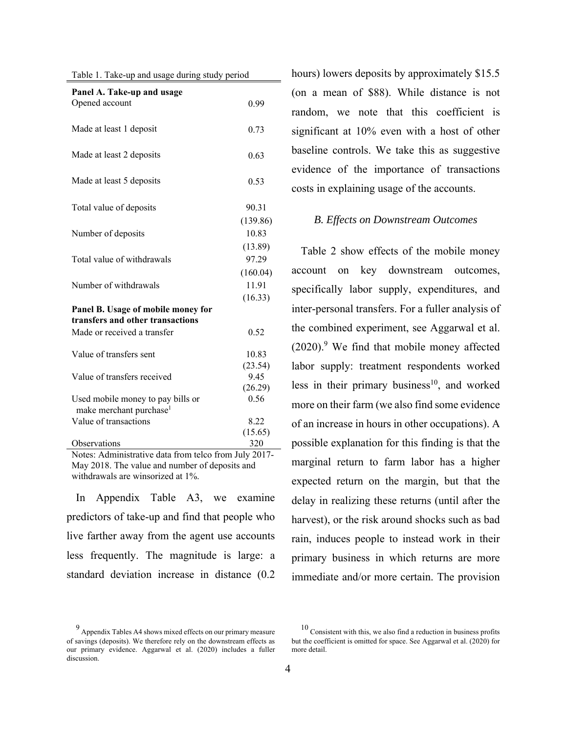Table 1. Take-up and usage during study period

| | |
|---|---|
| **Panel A. Take-up and usage** | |
| Opened account | 0.99 |
| Made at least 1 deposit | 0.73 |
| Made at least 2 deposits | 0.63 |
| Made at least 5 deposits | 0.53 |
| Total value of deposits | 90.31 |
| | (139.86) |
| Number of deposits | 10.83 |
| | (13.89) |
| Total value of withdrawals | 97.29 |
| | (160.04) |
| Number of withdrawals | 11.91 |
| | (16.33) |
| **Panel B. Usage of mobile money for transfers and other transactions** | |
| Made or received a transfer | 0.52 |
| Value of transfers sent | 10.83 |
| | (23.54) |
| Value of transfers received | 9.45 |
| | (26.29) |
| Used mobile money to pay bills or make merchant purchase[1] | 0.56 |
| Value of transactions | 8.22 |
| | (15.65) |
| Observations | 320 |

Notes: Administrative data from telco from July 2017-May 2018. The value and number of deposits and withdrawals are winsorized at 1%.

In Appendix Table A3, we examine predictors of take-up and find that people who live farther away from the agent use accounts less frequently. The magnitude is large: a standard deviation increase in distance (0.2 hours) lowers deposits by approximately $15.5 (on a mean of $88). While distance is not random, we note that this coefficient is significant at 10% even with a host of other baseline controls. We take this as suggestive evidence of the importance of transactions costs in explaining usage of the accounts.

### *B. Effects on Downstream Outcomes*

Table 2 show effects of the mobile money account on key downstream outcomes, specifically labor supply, expenditures, and inter-personal transfers. For a fuller analysis of the combined experiment, see Aggarwal et al. (2020).[9] We find that mobile money affected labor supply: treatment respondents worked less in their primary business[10], and worked more on their farm (we also find some evidence of an increase in hours in other occupations). A possible explanation for this finding is that the marginal return to farm labor has a higher expected return on the margin, but that the delay in realizing these returns (until after the harvest), or the risk around shocks such as bad rain, induces people to instead work in their primary business in which returns are more immediate and/or more certain. The provision

[9] Appendix Tables A4 shows mixed effects on our primary measure of savings (deposits). We therefore rely on the downstream effects as our primary evidence. Aggarwal et al. (2020) includes a fuller discussion.

[10] Consistent with this, we also find a reduction in business profits but the coefficient is omitted for space. See Aggarwal et al. (2020) for more detail.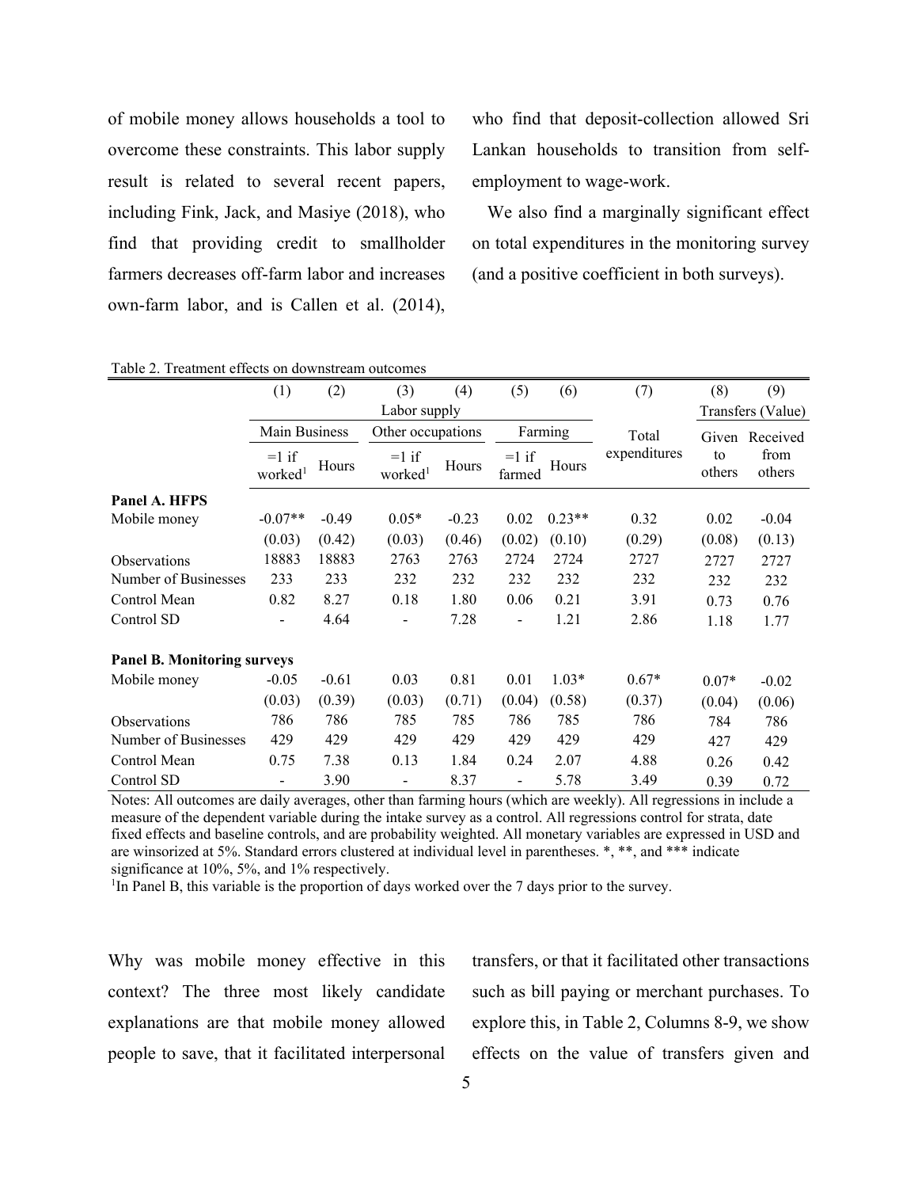of mobile money allows households a tool to overcome these constraints. This labor supply result is related to several recent papers, including Fink, Jack, and Masiye (2018), who find that providing credit to smallholder farmers decreases off-farm labor and increases own-farm labor, and is Callen et al. (2014), who find that deposit-collection allowed Sri Lankan households to transition from self-employment to wage-work.

We also find a marginally significant effect on total expenditures in the monitoring survey (and a positive coefficient in both surveys).

Table 2. Treatment effects on downstream outcomes

| | (1) | (2) | (3) | (4) | (5) | (6) | (7) | (8) | (9) |
|---|---|---|---|---|---|---|---|---|---|
| | Labor supply | | | | | | | Transfers (Value) | |
| | Main Business | | Other occupations | | Farming | | Total expenditures | Given to others | Received from others |
| | =1 if worked[1] | Hours | =1 if worked[1] | Hours | =1 if farmed | Hours | | | |
| **Panel A. HFPS** | | | | | | | | | |
| Mobile money | -0.07** | -0.49 | 0.05* | -0.23 | 0.02 | 0.23** | 0.32 | 0.02 | -0.04 |
| | (0.03) | (0.42) | (0.03) | (0.46) | (0.02) | (0.10) | (0.29) | (0.08) | (0.13) |
| Observations | 18883 | 18883 | 2763 | 2763 | 2724 | 2724 | 2727 | 2727 | 2727 |
| Number of Businesses | 233 | 233 | 232 | 232 | 232 | 232 | 232 | 232 | 232 |
| Control Mean | 0.82 | 8.27 | 0.18 | 1.80 | 0.06 | 0.21 | 3.91 | 0.73 | 0.76 |
| Control SD | - | 4.64 | - | 7.28 | - | 1.21 | 2.86 | 1.18 | 1.77 |
| **Panel B. Monitoring surveys** | | | | | | | | | |
| Mobile money | -0.05 | -0.61 | 0.03 | 0.81 | 0.01 | 1.03* | 0.67* | 0.07* | -0.02 |
| | (0.03) | (0.39) | (0.03) | (0.71) | (0.04) | (0.58) | (0.37) | (0.04) | (0.06) |
| Observations | 786 | 786 | 785 | 785 | 786 | 785 | 786 | 784 | 786 |
| Number of Businesses | 429 | 429 | 429 | 429 | 429 | 429 | 429 | 427 | 429 |
| Control Mean | 0.75 | 7.38 | 0.13 | 1.84 | 0.24 | 2.07 | 4.88 | 0.26 | 0.42 |
| Control SD | - | 3.90 | - | 8.37 | - | 5.78 | 3.49 | 0.39 | 0.72 |

Notes: All outcomes are daily averages, other than farming hours (which are weekly). All regressions in include a measure of the dependent variable during the intake survey as a control. All regressions control for strata, date fixed effects and baseline controls, and are probability weighted. All monetary variables are expressed in USD and are winsorized at 5%. Standard errors clustered at individual level in parentheses. *, **, and *** indicate significance at 10%, 5%, and 1% respectively.

[1]In Panel B, this variable is the proportion of days worked over the 7 days prior to the survey.

Why was mobile money effective in this context? The three most likely candidate explanations are that mobile money allowed people to save, that it facilitated interpersonal transfers, or that it facilitated other transactions such as bill paying or merchant purchases. To explore this, in Table 2, Columns 8-9, we show effects on the value of transfers given and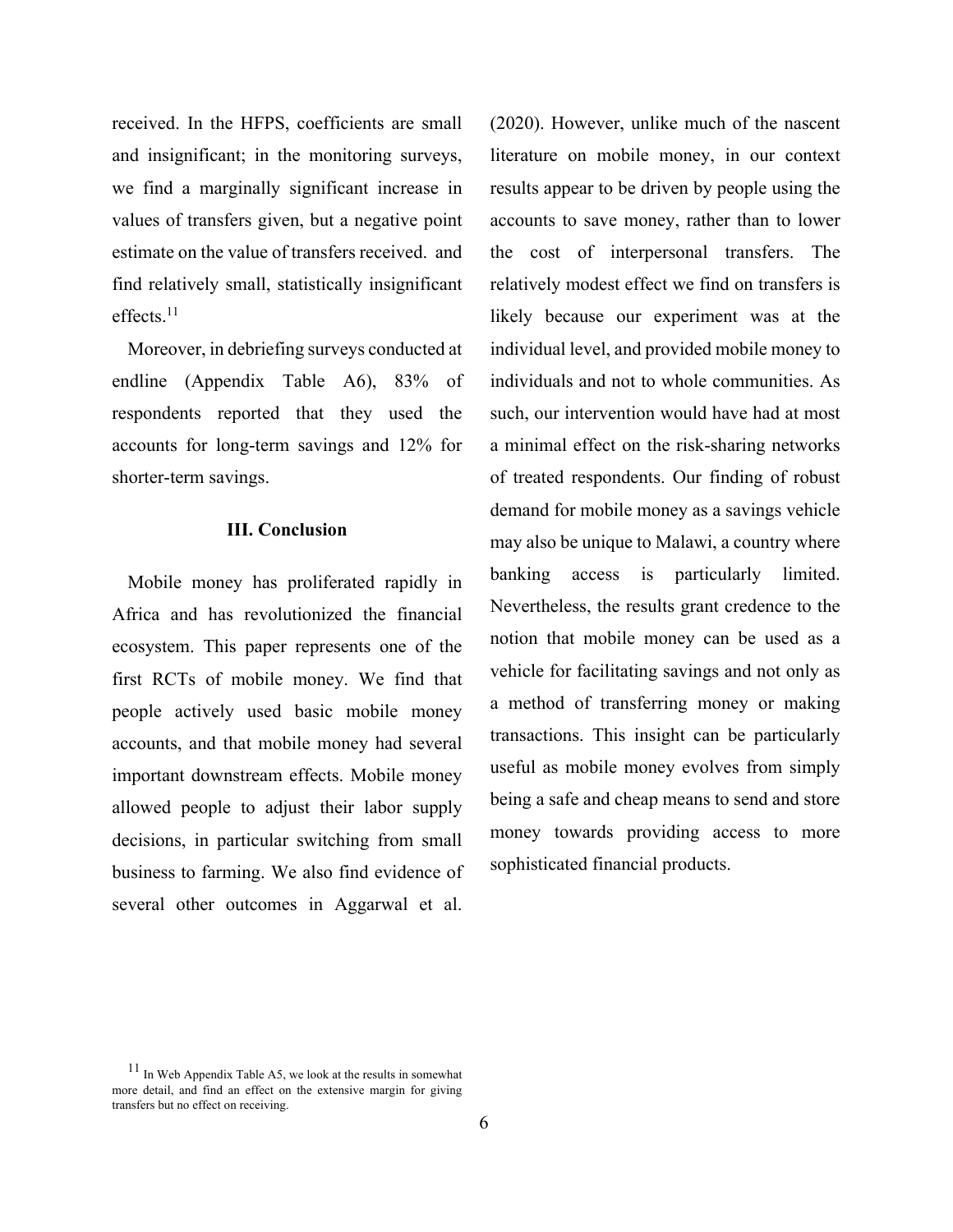received. In the HFPS, coefficients are small and insignificant; in the monitoring surveys, we find a marginally significant increase in values of transfers given, but a negative point estimate on the value of transfers received. and find relatively small, statistically insignificant effects.[11]

Moreover, in debriefing surveys conducted at endline (Appendix Table A6), 83% of respondents reported that they used the accounts for long-term savings and 12% for shorter-term savings.

### III. Conclusion

Mobile money has proliferated rapidly in Africa and has revolutionized the financial ecosystem. This paper represents one of the first RCTs of mobile money. We find that people actively used basic mobile money accounts, and that mobile money had several important downstream effects. Mobile money allowed people to adjust their labor supply decisions, in particular switching from small business to farming. We also find evidence of several other outcomes in Aggarwal et al. (2020). However, unlike much of the nascent literature on mobile money, in our context results appear to be driven by people using the accounts to save money, rather than to lower the cost of interpersonal transfers. The relatively modest effect we find on transfers is likely because our experiment was at the individual level, and provided mobile money to individuals and not to whole communities. As such, our intervention would have had at most a minimal effect on the risk-sharing networks of treated respondents. Our finding of robust demand for mobile money as a savings vehicle may also be unique to Malawi, a country where banking access is particularly limited. Nevertheless, the results grant credence to the notion that mobile money can be used as a vehicle for facilitating savings and not only as a method of transferring money or making transactions. This insight can be particularly useful as mobile money evolves from simply being a safe and cheap means to send and store money towards providing access to more sophisticated financial products.

---

[11] In Web Appendix Table A5, we look at the results in somewhat more detail, and find an effect on the extensive margin for giving transfers but no effect on receiving.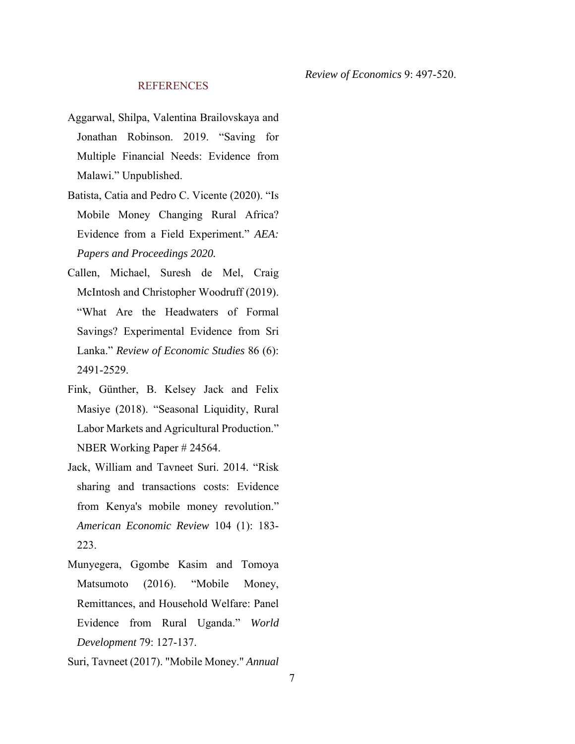## REFERENCES

Aggarwal, Shilpa, Valentina Brailovskaya and Jonathan Robinson. 2019. "Saving for Multiple Financial Needs: Evidence from Malawi." Unpublished.

Batista, Catia and Pedro C. Vicente (2020). "Is Mobile Money Changing Rural Africa? Evidence from a Field Experiment." *AEA: Papers and Proceedings 2020.*

Callen, Michael, Suresh de Mel, Craig McIntosh and Christopher Woodruff (2019). "What Are the Headwaters of Formal Savings? Experimental Evidence from Sri Lanka." *Review of Economic Studies* 86 (6): 2491-2529.

Fink, Günther, B. Kelsey Jack and Felix Masiye (2018). "Seasonal Liquidity, Rural Labor Markets and Agricultural Production." NBER Working Paper # 24564.

Jack, William and Tavneet Suri. 2014. "Risk sharing and transactions costs: Evidence from Kenya's mobile money revolution." *American Economic Review* 104 (1): 183-223.

Munyegera, Ggombe Kasim and Tomoya Matsumoto (2016). "Mobile Money, Remittances, and Household Welfare: Panel Evidence from Rural Uganda." *World Development* 79: 127-137.

Suri, Tavneet (2017). "Mobile Money." *Annual Review of Economics* 9: 497-520.